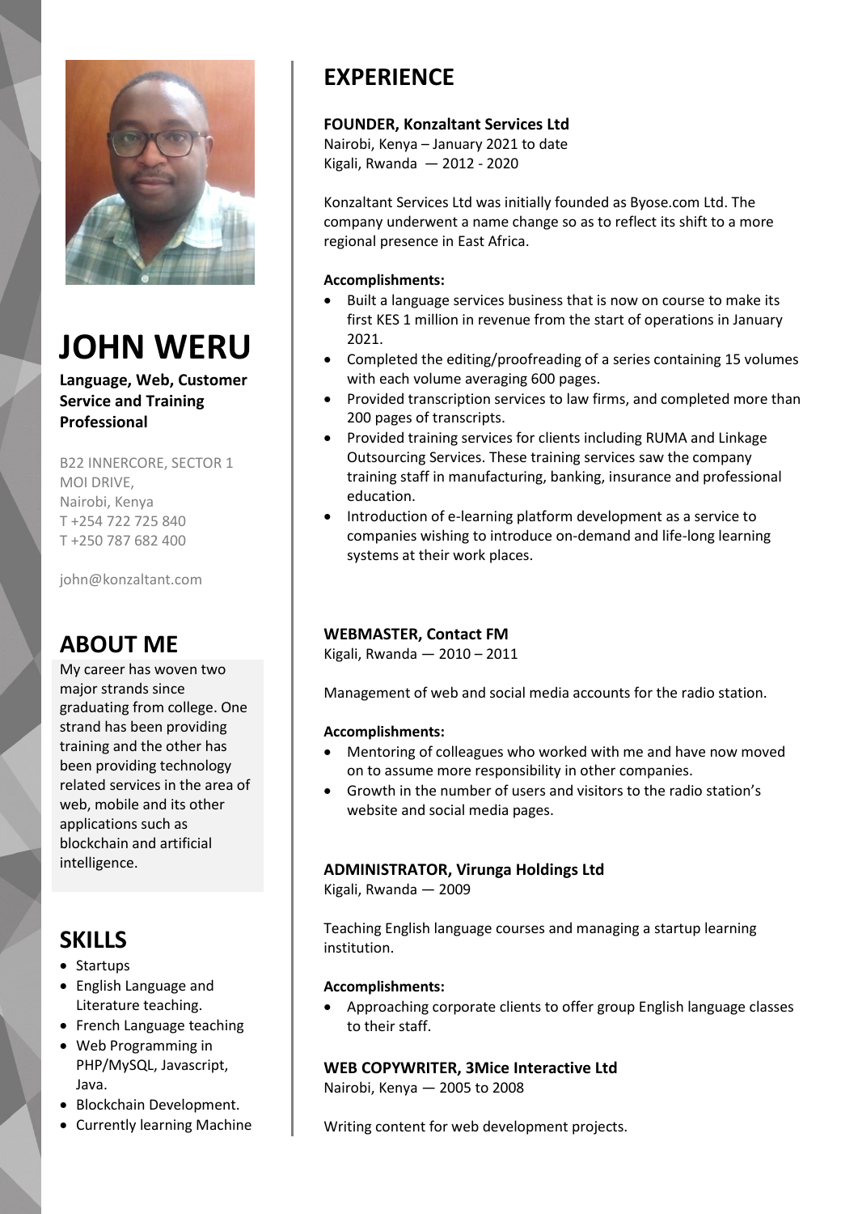# JOHN WERU

**Language, Web, Customer Service and Training Professional**

B22 INNERCORE, SECTOR 1
MOI DRIVE,
Nairobi, Kenya
T +254 722 725 840
T +250 787 682 400

john@konzaltant.com

## ABOUT ME

My career has woven two major strands since graduating from college. One strand has been providing training and the other has been providing technology related services in the area of web, mobile and its other applications such as blockchain and artificial intelligence.

## SKILLS

- Startups
- English Language and Literature teaching.
- French Language teaching
- Web Programming in PHP/MySQL, Javascript, Java.
- Blockchain Development.
- Currently learning Machine

## EXPERIENCE

**FOUNDER, Konzaltant Services Ltd**
Nairobi, Kenya – January 2021 to date
Kigali, Rwanda — 2012 - 2020

Konzaltant Services Ltd was initially founded as Byose.com Ltd. The company underwent a name change so as to reflect its shift to a more regional presence in East Africa.

**Accomplishments:**

- Built a language services business that is now on course to make its first KES 1 million in revenue from the start of operations in January 2021.
- Completed the editing/proofreading of a series containing 15 volumes with each volume averaging 600 pages.
- Provided transcription services to law firms, and completed more than 200 pages of transcripts.
- Provided training services for clients including RUMA and Linkage Outsourcing Services. These training services saw the company training staff in manufacturing, banking, insurance and professional education.
- Introduction of e-learning platform development as a service to companies wishing to introduce on-demand and life-long learning systems at their work places.

**WEBMASTER, Contact FM**
Kigali, Rwanda — 2010 – 2011

Management of web and social media accounts for the radio station.

**Accomplishments:**

- Mentoring of colleagues who worked with me and have now moved on to assume more responsibility in other companies.
- Growth in the number of users and visitors to the radio station's website and social media pages.

**ADMINISTRATOR, Virunga Holdings Ltd**
Kigali, Rwanda — 2009

Teaching English language courses and managing a startup learning institution.

**Accomplishments:**

- Approaching corporate clients to offer group English language classes to their staff.

**WEB COPYWRITER, 3Mice Interactive Ltd**
Nairobi, Kenya — 2005 to 2008

Writing content for web development projects.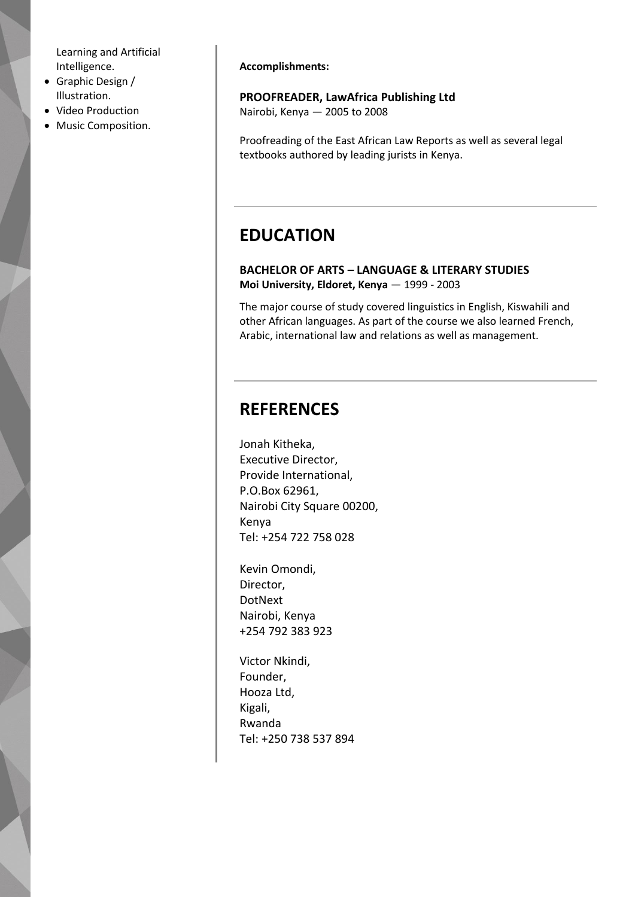Learning and Artificial Intelligence.

- Graphic Design / Illustration.
- Video Production
- Music Composition.

**Accomplishments:**

**PROOFREADER, LawAfrica Publishing Ltd**
Nairobi, Kenya — 2005 to 2008

Proofreading of the East African Law Reports as well as several legal textbooks authored by leading jurists in Kenya.

---

## EDUCATION

**BACHELOR OF ARTS – LANGUAGE & LITERARY STUDIES**
**Moi University, Eldoret, Kenya** — 1999 - 2003

The major course of study covered linguistics in English, Kiswahili and other African languages. As part of the course we also learned French, Arabic, international law and relations as well as management.

---

## REFERENCES

Jonah Kitheka,
Executive Director,
Provide International,
P.O.Box 62961,
Nairobi City Square 00200,
Kenya
Tel: +254 722 758 028

Kevin Omondi,
Director,
DotNext
Nairobi, Kenya
+254 792 383 923

Victor Nkindi,
Founder,
Hooza Ltd,
Kigali,
Rwanda
Tel: +250 738 537 894